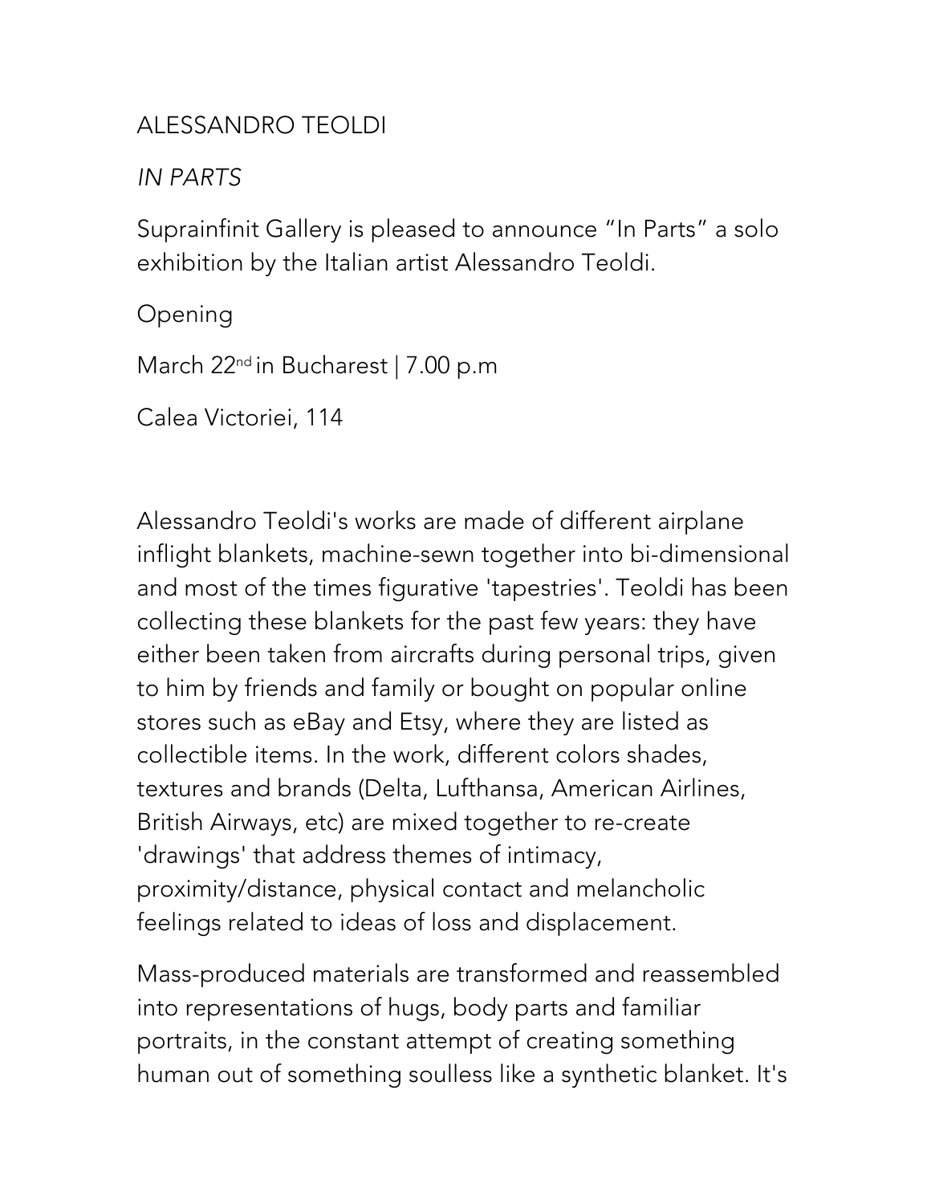# ALESSANDRO TEOLDI

*IN PARTS*

Suprainfinit Gallery is pleased to announce "In Parts" a solo exhibition by the Italian artist Alessandro Teoldi.

Opening

March 22nd in Bucharest | 7.00 p.m

Calea Victoriei, 114

Alessandro Teoldi's works are made of different airplane inflight blankets, machine-sewn together into bi-dimensional and most of the times figurative 'tapestries'. Teoldi has been collecting these blankets for the past few years: they have either been taken from aircrafts during personal trips, given to him by friends and family or bought on popular online stores such as eBay and Etsy, where they are listed as collectible items. In the work, different colors shades, textures and brands (Delta, Lufthansa, American Airlines, British Airways, etc) are mixed together to re-create 'drawings' that address themes of intimacy, proximity/distance, physical contact and melancholic feelings related to ideas of loss and displacement.

Mass-produced materials are transformed and reassembled into representations of hugs, body parts and familiar portraits, in the constant attempt of creating something human out of something soulless like a synthetic blanket. It's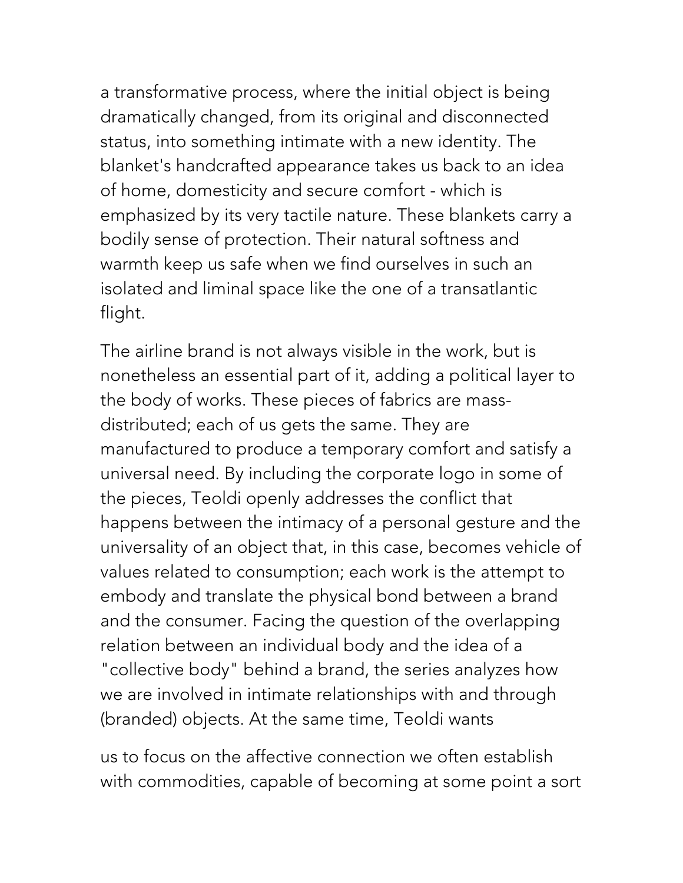a transformative process, where the initial object is being dramatically changed, from its original and disconnected status, into something intimate with a new identity. The blanket's handcrafted appearance takes us back to an idea of home, domesticity and secure comfort - which is emphasized by its very tactile nature. These blankets carry a bodily sense of protection. Their natural softness and warmth keep us safe when we find ourselves in such an isolated and liminal space like the one of a transatlantic flight.

The airline brand is not always visible in the work, but is nonetheless an essential part of it, adding a political layer to the body of works. These pieces of fabrics are mass-distributed; each of us gets the same. They are manufactured to produce a temporary comfort and satisfy a universal need. By including the corporate logo in some of the pieces, Teoldi openly addresses the conflict that happens between the intimacy of a personal gesture and the universality of an object that, in this case, becomes vehicle of values related to consumption; each work is the attempt to embody and translate the physical bond between a brand and the consumer. Facing the question of the overlapping relation between an individual body and the idea of a "collective body" behind a brand, the series analyzes how we are involved in intimate relationships with and through (branded) objects. At the same time, Teoldi wants

us to focus on the affective connection we often establish with commodities, capable of becoming at some point a sort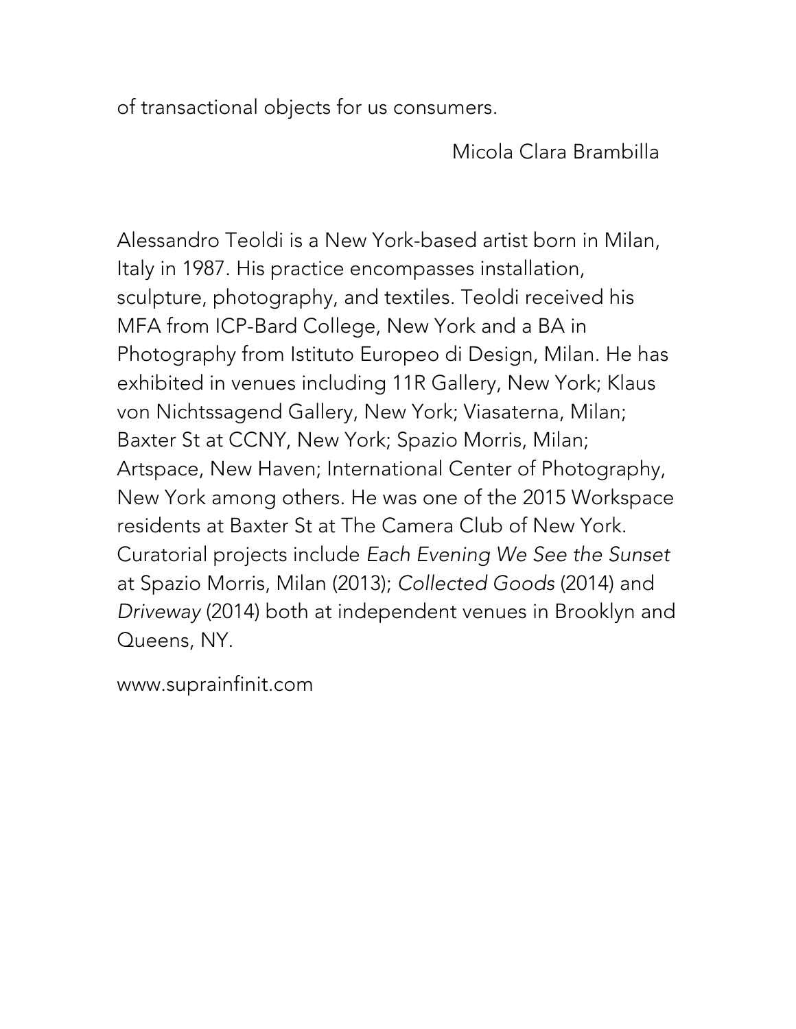of transactional objects for us consumers.

Micola Clara Brambilla

Alessandro Teoldi is a New York-based artist born in Milan, Italy in 1987. His practice encompasses installation, sculpture, photography, and textiles. Teoldi received his MFA from ICP-Bard College, New York and a BA in Photography from Istituto Europeo di Design, Milan. He has exhibited in venues including 11R Gallery, New York; Klaus von Nichtssagend Gallery, New York; Viasaterna, Milan; Baxter St at CCNY, New York; Spazio Morris, Milan; Artspace, New Haven; International Center of Photography, New York among others. He was one of the 2015 Workspace residents at Baxter St at The Camera Club of New York. Curatorial projects include *Each Evening We See the Sunset* at Spazio Morris, Milan (2013); *Collected Goods* (2014) and *Driveway* (2014) both at independent venues in Brooklyn and Queens, NY.

www.suprainfinit.com